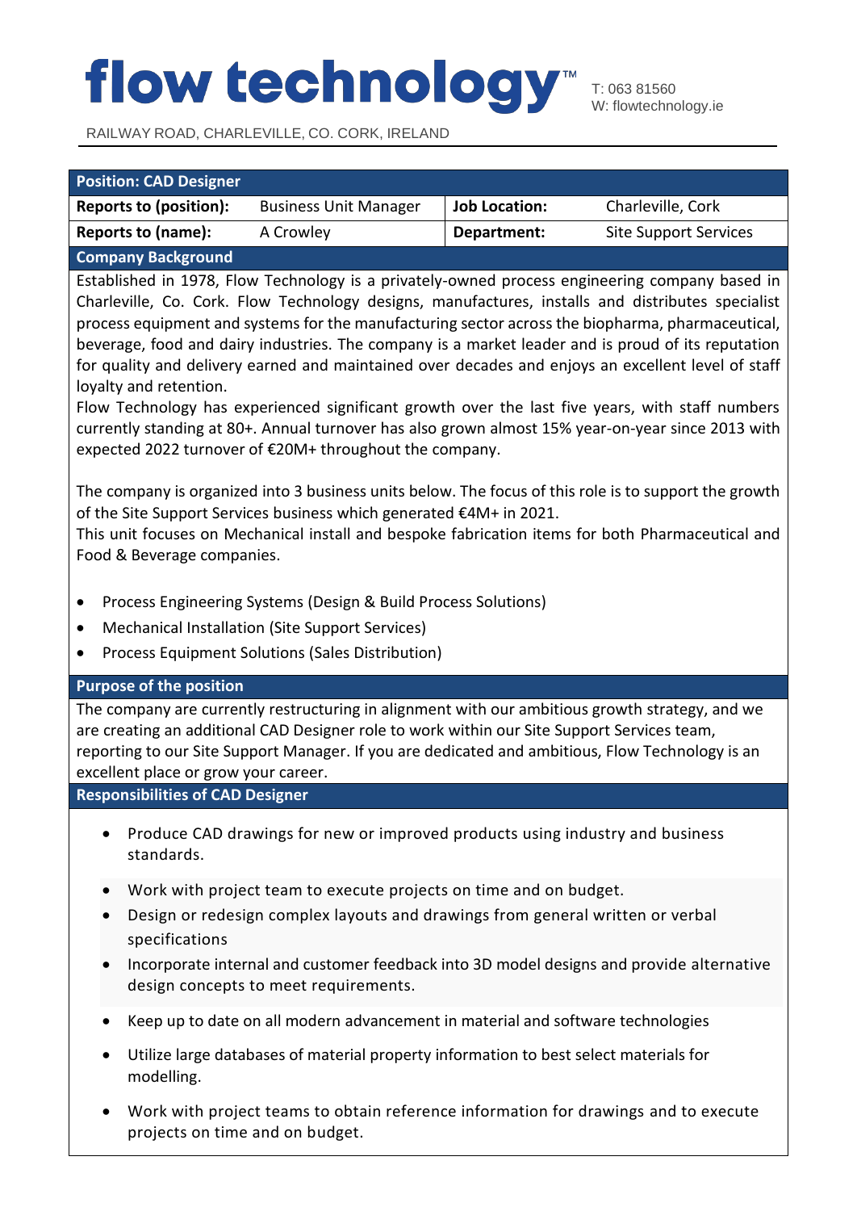# flow technology™

T: 063 81560
W: flowtechnology.ie

RAILWAY ROAD, CHARLEVILLE, CO. CORK, IRELAND

| **Position: CAD Designer** | | | |
|---|---|---|---|
| **Reports to (position):** | Business Unit Manager | **Job Location:** | Charleville, Cork |
| **Reports to (name):** | A Crowley | **Department:** | Site Support Services |

## Company Background

Established in 1978, Flow Technology is a privately-owned process engineering company based in Charleville, Co. Cork. Flow Technology designs, manufactures, installs and distributes specialist process equipment and systems for the manufacturing sector across the biopharma, pharmaceutical, beverage, food and dairy industries. The company is a market leader and is proud of its reputation for quality and delivery earned and maintained over decades and enjoys an excellent level of staff loyalty and retention.
Flow Technology has experienced significant growth over the last five years, with staff numbers currently standing at 80+. Annual turnover has also grown almost 15% year-on-year since 2013 with expected 2022 turnover of €20M+ throughout the company.

The company is organized into 3 business units below. The focus of this role is to support the growth of the Site Support Services business which generated €4M+ in 2021.
This unit focuses on Mechanical install and bespoke fabrication items for both Pharmaceutical and Food & Beverage companies.

- Process Engineering Systems (Design & Build Process Solutions)
- Mechanical Installation (Site Support Services)
- Process Equipment Solutions (Sales Distribution)

## Purpose of the position

The company are currently restructuring in alignment with our ambitious growth strategy, and we are creating an additional CAD Designer role to work within our Site Support Services team, reporting to our Site Support Manager. If you are dedicated and ambitious, Flow Technology is an excellent place or grow your career.

## Responsibilities of CAD Designer

- Produce CAD drawings for new or improved products using industry and business standards.
- Work with project team to execute projects on time and on budget.
- Design or redesign complex layouts and drawings from general written or verbal specifications
- Incorporate internal and customer feedback into 3D model designs and provide alternative design concepts to meet requirements.
- Keep up to date on all modern advancement in material and software technologies
- Utilize large databases of material property information to best select materials for modelling.
- Work with project teams to obtain reference information for drawings and to execute projects on time and on budget.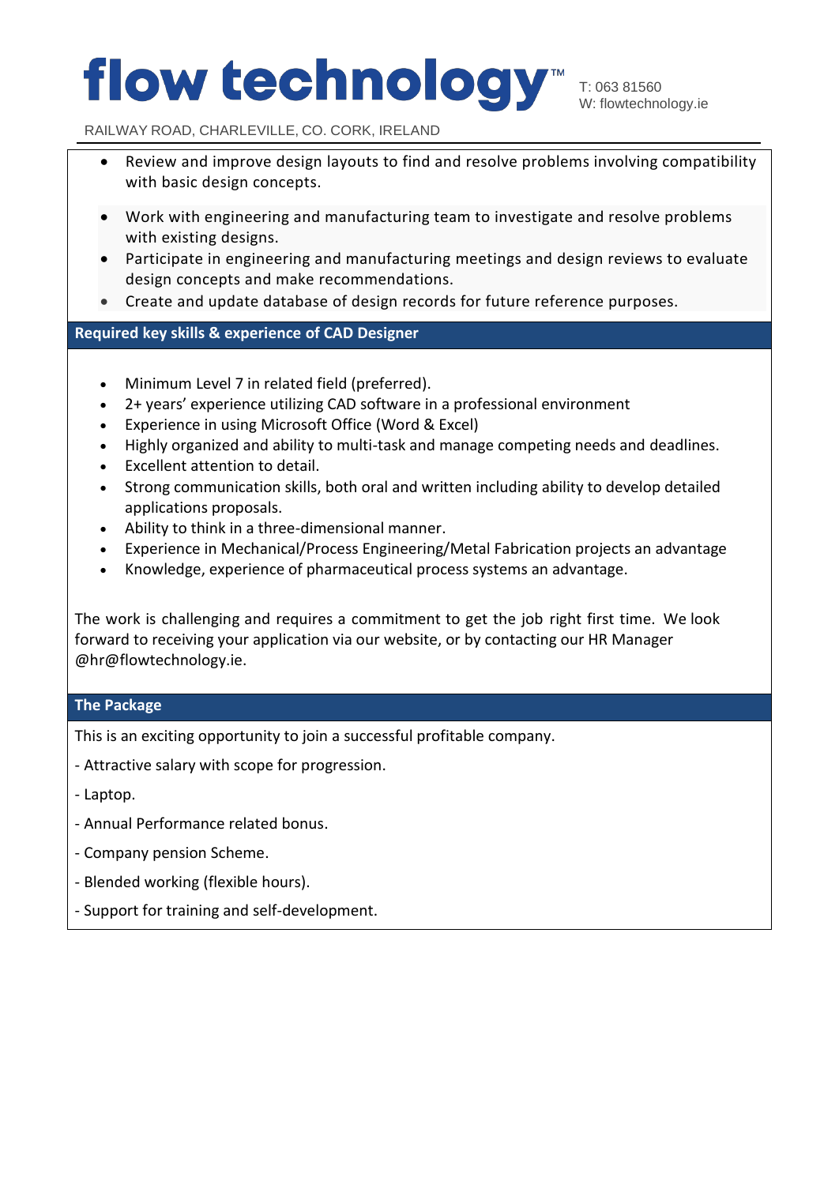- Review and improve design layouts to find and resolve problems involving compatibility with basic design concepts.
- Work with engineering and manufacturing team to investigate and resolve problems with existing designs.
- Participate in engineering and manufacturing meetings and design reviews to evaluate design concepts and make recommendations.
- Create and update database of design records for future reference purposes.

## Required key skills & experience of CAD Designer

- Minimum Level 7 in related field (preferred).
- 2+ years' experience utilizing CAD software in a professional environment
- Experience in using Microsoft Office (Word & Excel)
- Highly organized and ability to multi-task and manage competing needs and deadlines.
- Excellent attention to detail.
- Strong communication skills, both oral and written including ability to develop detailed applications proposals.
- Ability to think in a three-dimensional manner.
- Experience in Mechanical/Process Engineering/Metal Fabrication projects an advantage
- Knowledge, experience of pharmaceutical process systems an advantage.

The work is challenging and requires a commitment to get the job right first time. We look forward to receiving your application via our website, or by contacting our HR Manager @hr@flowtechnology.ie.

## The Package

This is an exciting opportunity to join a successful profitable company.

- Attractive salary with scope for progression.

- Laptop.

- Annual Performance related bonus.

- Company pension Scheme.

- Blended working (flexible hours).

- Support for training and self-development.